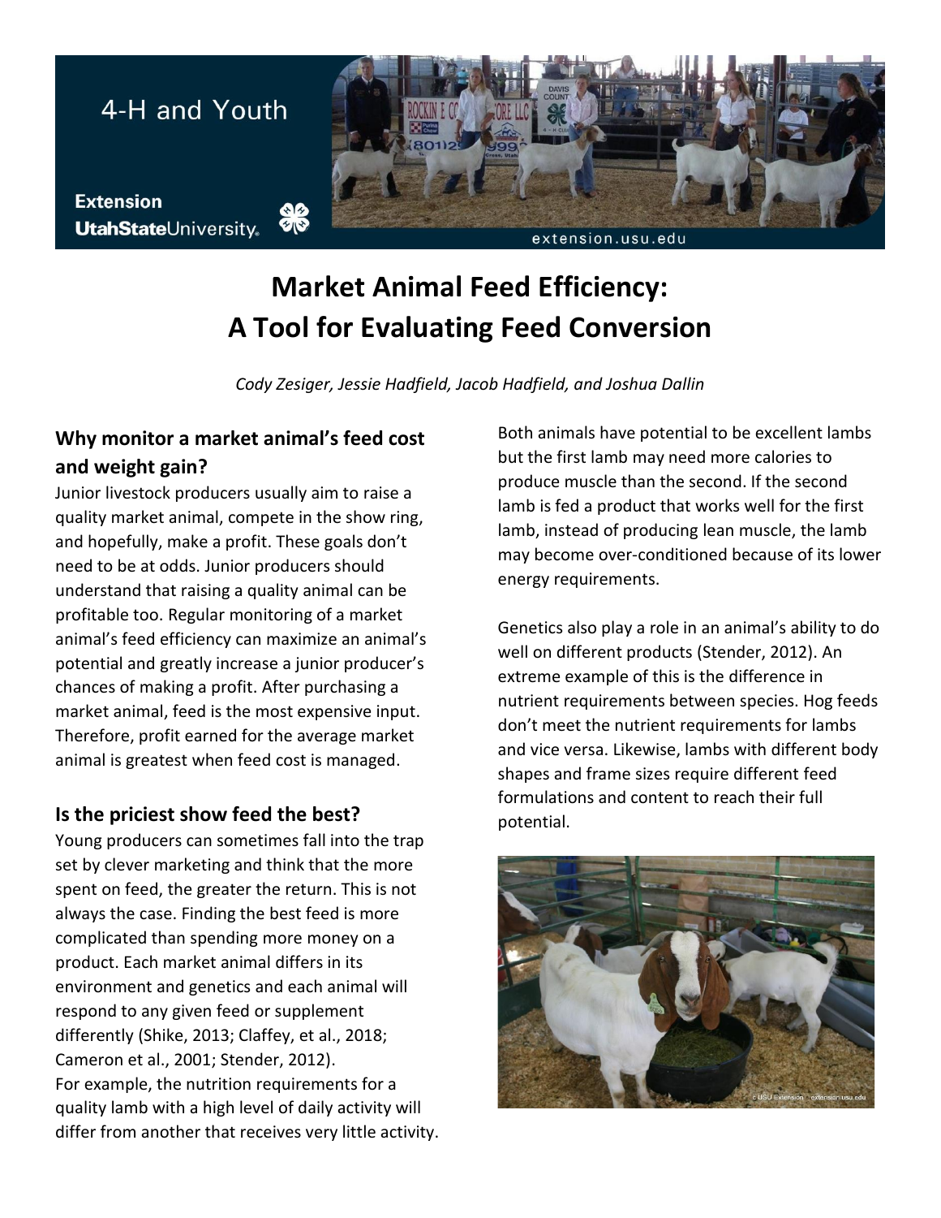4-H and Youth

Extension
UtahStateUniversity

extension.usu.edu

# Market Animal Feed Efficiency: A Tool for Evaluating Feed Conversion

*Cody Zesiger, Jessie Hadfield, Jacob Hadfield, and Joshua Dallin*

## Why monitor a market animal's feed cost and weight gain?

Junior livestock producers usually aim to raise a quality market animal, compete in the show ring, and hopefully, make a profit. These goals don't need to be at odds. Junior producers should understand that raising a quality animal can be profitable too. Regular monitoring of a market animal's feed efficiency can maximize an animal's potential and greatly increase a junior producer's chances of making a profit. After purchasing a market animal, feed is the most expensive input. Therefore, profit earned for the average market animal is greatest when feed cost is managed.

## Is the priciest show feed the best?

Young producers can sometimes fall into the trap set by clever marketing and think that the more spent on feed, the greater the return. This is not always the case. Finding the best feed is more complicated than spending more money on a product. Each market animal differs in its environment and genetics and each animal will respond to any given feed or supplement differently (Shike, 2013; Claffey, et al., 2018; Cameron et al., 2001; Stender, 2012).
For example, the nutrition requirements for a quality lamb with a high level of daily activity will differ from another that receives very little activity. Both animals have potential to be excellent lambs but the first lamb may need more calories to produce muscle than the second. If the second lamb is fed a product that works well for the first lamb, instead of producing lean muscle, the lamb may become over-conditioned because of its lower energy requirements.

Genetics also play a role in an animal's ability to do well on different products (Stender, 2012). An extreme example of this is the difference in nutrient requirements between species. Hog feeds don't meet the nutrient requirements for lambs and vice versa. Likewise, lambs with different body shapes and frame sizes require different feed formulations and content to reach their full potential.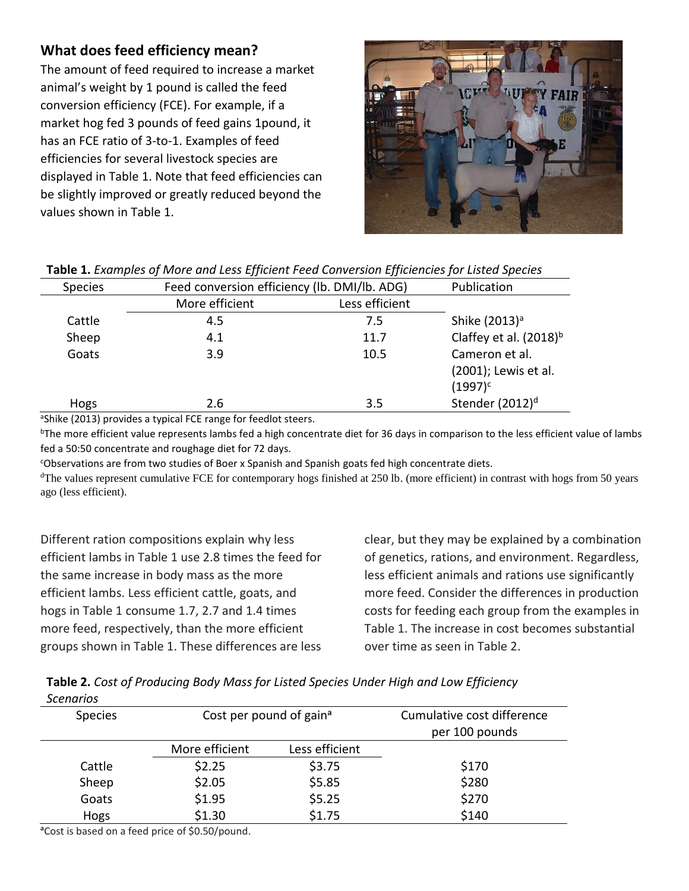## What does feed efficiency mean?

The amount of feed required to increase a market animal's weight by 1 pound is called the feed conversion efficiency (FCE). For example, if a market hog fed 3 pounds of feed gains 1pound, it has an FCE ratio of 3-to-1. Examples of feed efficiencies for several livestock species are displayed in Table 1. Note that feed efficiencies can be slightly improved or greatly reduced beyond the values shown in Table 1.

**Table 1.** *Examples of More and Less Efficient Feed Conversion Efficiencies for Listed Species*

| Species | Feed conversion efficiency (lb. DMI/lb. ADG) | | Publication |
|---|---|---|---|
| | More efficient | Less efficient | |
| Cattle | 4.5 | 7.5 | Shike (2013)[a] |
| Sheep | 4.1 | 11.7 | Claffey et al. (2018)[b] |
| Goats | 3.9 | 10.5 | Cameron et al. (2001); Lewis et al. (1997)[c] |
| Hogs | 2.6 | 3.5 | Stender (2012)[d] |

[a]Shike (2013) provides a typical FCE range for feedlot steers.

[b]The more efficient value represents lambs fed a high concentrate diet for 36 days in comparison to the less efficient value of lambs fed a 50:50 concentrate and roughage diet for 72 days.

[c]Observations are from two studies of Boer x Spanish and Spanish goats fed high concentrate diets.

[d]The values represent cumulative FCE for contemporary hogs finished at 250 lb. (more efficient) in contrast with hogs from 50 years ago (less efficient).

Different ration compositions explain why less efficient lambs in Table 1 use 2.8 times the feed for the same increase in body mass as the more efficient lambs. Less efficient cattle, goats, and hogs in Table 1 consume 1.7, 2.7 and 1.4 times more feed, respectively, than the more efficient groups shown in Table 1. These differences are less clear, but they may be explained by a combination of genetics, rations, and environment. Regardless, less efficient animals and rations use significantly more feed. Consider the differences in production costs for feeding each group from the examples in Table 1. The increase in cost becomes substantial over time as seen in Table 2.

**Table 2.** *Cost of Producing Body Mass for Listed Species Under High and Low Efficiency Scenarios*

| Species | Cost per pound of gain[a] | | Cumulative cost difference per 100 pounds |
|---|---|---|---|
| | More efficient | Less efficient | |
| Cattle | $2.25 | $3.75 | $170 |
| Sheep | $2.05 | $5.85 | $280 |
| Goats | $1.95 | $5.25 | $270 |
| Hogs | $1.30 | $1.75 | $140 |

[a]Cost is based on a feed price of $0.50/pound.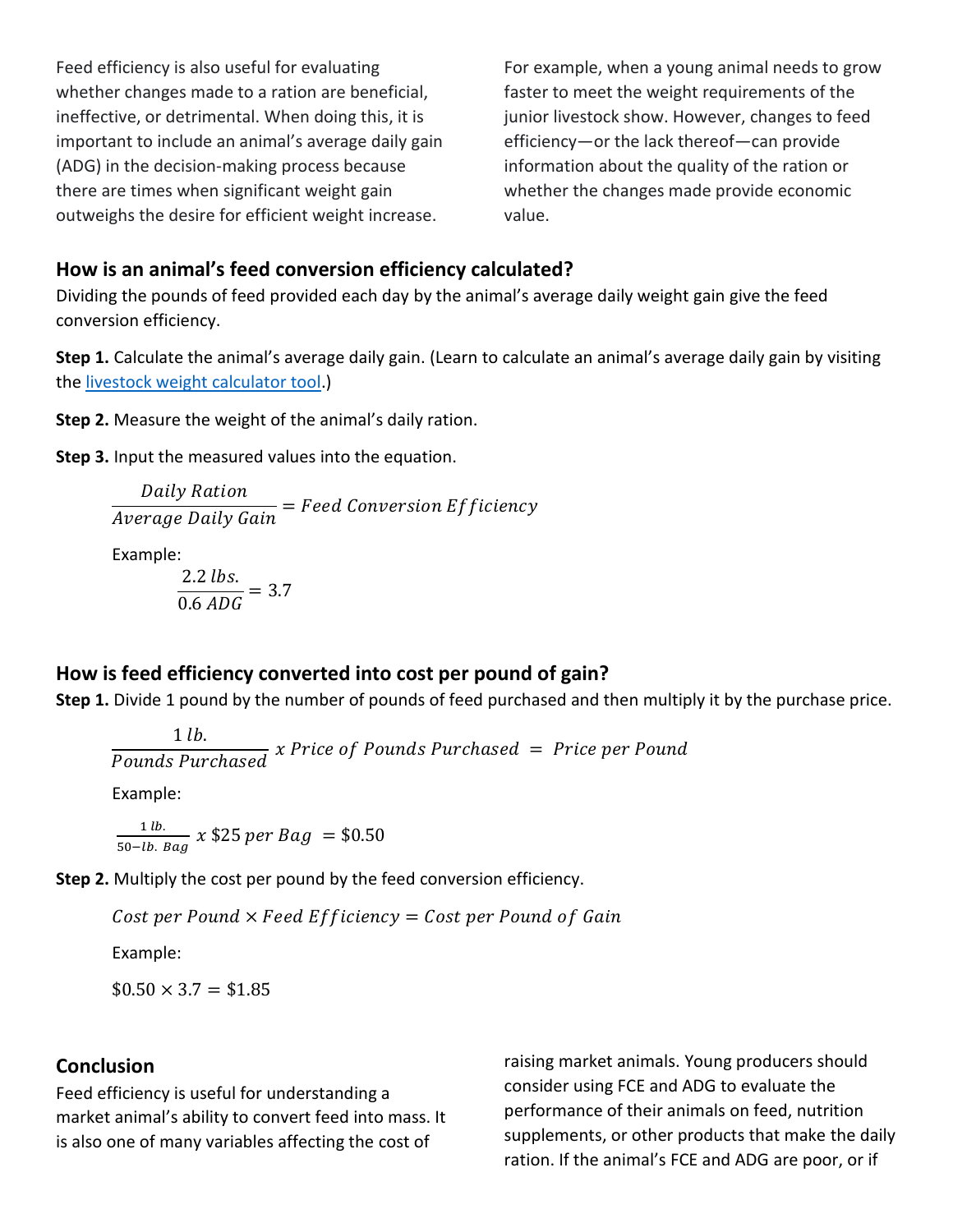Feed efficiency is also useful for evaluating whether changes made to a ration are beneficial, ineffective, or detrimental. When doing this, it is important to include an animal's average daily gain (ADG) in the decision-making process because there are times when significant weight gain outweighs the desire for efficient weight increase. For example, when a young animal needs to grow faster to meet the weight requirements of the junior livestock show. However, changes to feed efficiency—or the lack thereof—can provide information about the quality of the ration or whether the changes made provide economic value.

## How is an animal's feed conversion efficiency calculated?

Dividing the pounds of feed provided each day by the animal's average daily weight gain give the feed conversion efficiency.

**Step 1.** Calculate the animal's average daily gain. (Learn to calculate an animal's average daily gain by visiting the livestock weight calculator tool.)

**Step 2.** Measure the weight of the animal's daily ration.

**Step 3.** Input the measured values into the equation.

$$\frac{Daily\ Ration}{Average\ Daily\ Gain} = Feed\ Conversion\ Efficiency$$

Example:

$$\frac{2.2\ lbs.}{0.6\ ADG} = 3.7$$

## How is feed efficiency converted into cost per pound of gain?

**Step 1.** Divide 1 pound by the number of pounds of feed purchased and then multiply it by the purchase price.

$$\frac{1\ lb.}{Pounds\ Purchased}\ x\ Price\ of\ Pounds\ Purchased\ =\ Price\ per\ Pound$$

Example:

$$\frac{1\ lb.}{50{-}lb.\ Bag}\ x\ \$25\ per\ Bag\ = \$0.50$$

**Step 2.** Multiply the cost per pound by the feed conversion efficiency.

$$Cost\ per\ Pound \times Feed\ Efficiency = Cost\ per\ Pound\ of\ Gain$$

Example:

$$\$0.50 \times 3.7 = \$1.85$$

## Conclusion

Feed efficiency is useful for understanding a market animal's ability to convert feed into mass. It is also one of many variables affecting the cost of raising market animals. Young producers should consider using FCE and ADG to evaluate the performance of their animals on feed, nutrition supplements, or other products that make the daily ration. If the animal's FCE and ADG are poor, or if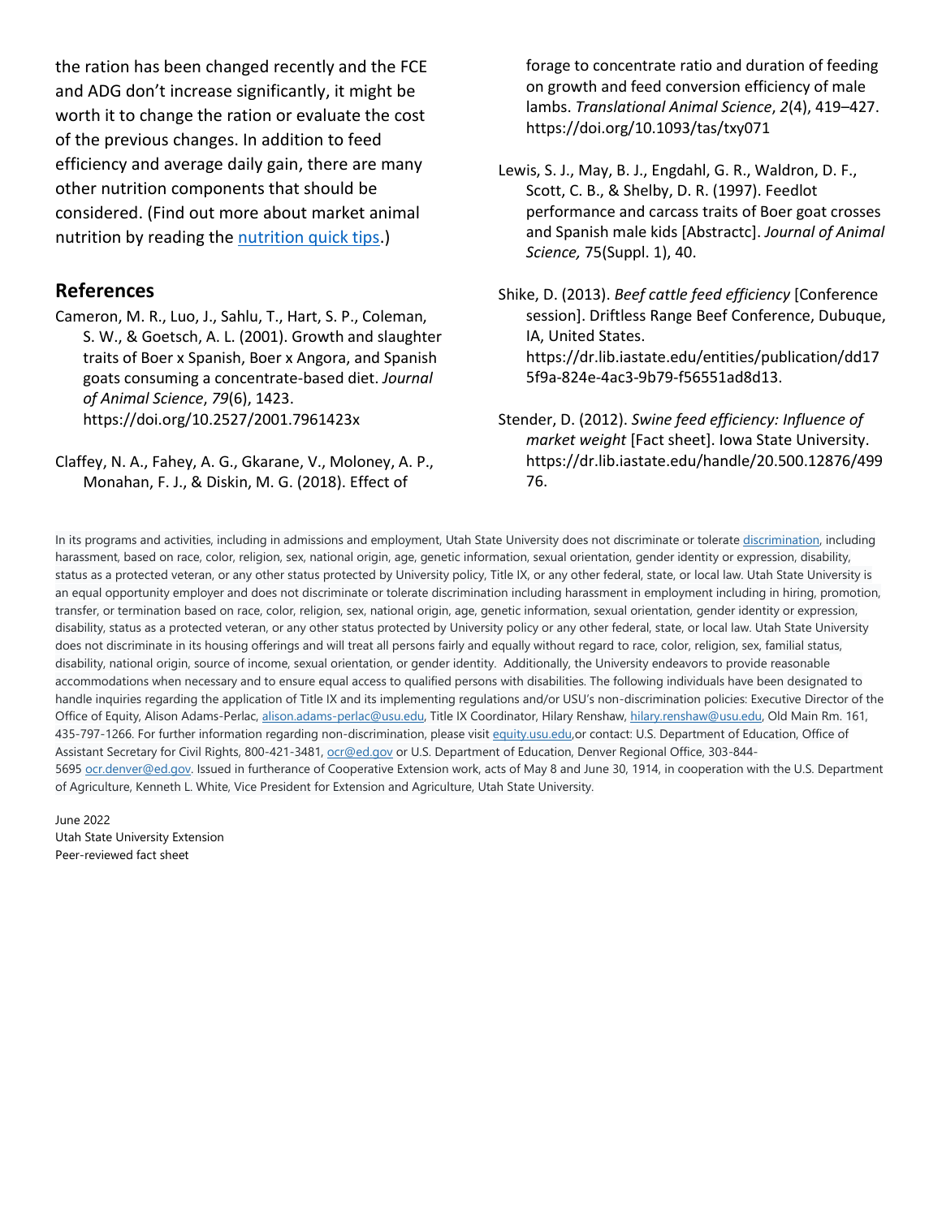the ration has been changed recently and the FCE and ADG don't increase significantly, it might be worth it to change the ration or evaluate the cost of the previous changes. In addition to feed efficiency and average daily gain, there are many other nutrition components that should be considered. (Find out more about market animal nutrition by reading the [nutrition quick tips](#).)

## References

Cameron, M. R., Luo, J., Sahlu, T., Hart, S. P., Coleman, S. W., & Goetsch, A. L. (2001). Growth and slaughter traits of Boer x Spanish, Boer x Angora, and Spanish goats consuming a concentrate-based diet. *Journal of Animal Science*, *79*(6), 1423. https://doi.org/10.2527/2001.7961423x

Claffey, N. A., Fahey, A. G., Gkarane, V., Moloney, A. P., Monahan, F. J., & Diskin, M. G. (2018). Effect of forage to concentrate ratio and duration of feeding on growth and feed conversion efficiency of male lambs. *Translational Animal Science*, *2*(4), 419–427. https://doi.org/10.1093/tas/txy071

Lewis, S. J., May, B. J., Engdahl, G. R., Waldron, D. F., Scott, C. B., & Shelby, D. R. (1997). Feedlot performance and carcass traits of Boer goat crosses and Spanish male kids [Abstractc]. *Journal of Animal Science,* 75(Suppl. 1), 40.

Shike, D. (2013). *Beef cattle feed efficiency* [Conference session]. Driftless Range Beef Conference, Dubuque, IA, United States. https://dr.lib.iastate.edu/entities/publication/dd175f9a-824e-4ac3-9b79-f56551ad8d13.

Stender, D. (2012). *Swine feed efficiency: Influence of market weight* [Fact sheet]. Iowa State University. https://dr.lib.iastate.edu/handle/20.500.12876/49976.

In its programs and activities, including in admissions and employment, Utah State University does not discriminate or tolerate discrimination, including harassment, based on race, color, religion, sex, national origin, age, genetic information, sexual orientation, gender identity or expression, disability, status as a protected veteran, or any other status protected by University policy, Title IX, or any other federal, state, or local law. Utah State University is an equal opportunity employer and does not discriminate or tolerate discrimination including harassment in employment including in hiring, promotion, transfer, or termination based on race, color, religion, sex, national origin, age, genetic information, sexual orientation, gender identity or expression, disability, status as a protected veteran, or any other status protected by University policy or any other federal, state, or local law. Utah State University does not discriminate in its housing offerings and will treat all persons fairly and equally without regard to race, color, religion, sex, familial status, disability, national origin, source of income, sexual orientation, or gender identity. Additionally, the University endeavors to provide reasonable accommodations when necessary and to ensure equal access to qualified persons with disabilities. The following individuals have been designated to handle inquiries regarding the application of Title IX and its implementing regulations and/or USU's non-discrimination policies: Executive Director of the Office of Equity, Alison Adams-Perlac, alison.adams-perlac@usu.edu, Title IX Coordinator, Hilary Renshaw, hilary.renshaw@usu.edu, Old Main Rm. 161, 435-797-1266. For further information regarding non-discrimination, please visit equity.usu.edu,or contact: U.S. Department of Education, Office of Assistant Secretary for Civil Rights, 800-421-3481, ocr@ed.gov or U.S. Department of Education, Denver Regional Office, 303-844-5695 ocr.denver@ed.gov. Issued in furtherance of Cooperative Extension work, acts of May 8 and June 30, 1914, in cooperation with the U.S. Department of Agriculture, Kenneth L. White, Vice President for Extension and Agriculture, Utah State University.

June 2022
Utah State University Extension
Peer-reviewed fact sheet